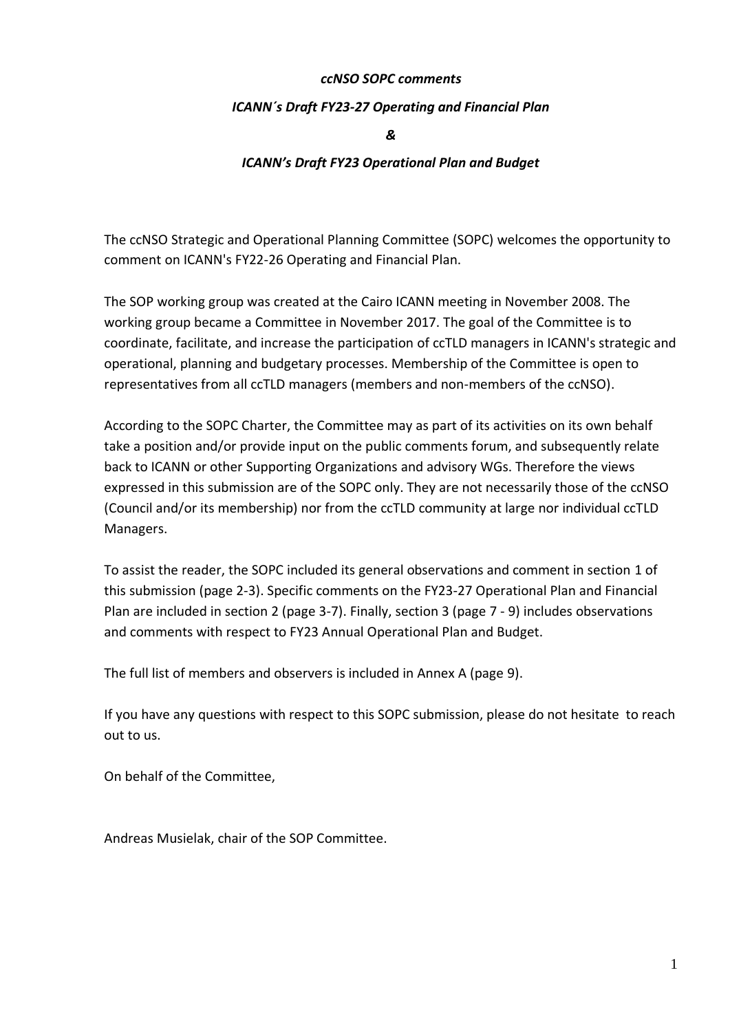***ccNSO SOPC comments***

***ICANN´s Draft FY23-27 Operating and Financial Plan***

***&***

***ICANN's Draft FY23 Operational Plan and Budget***

The ccNSO Strategic and Operational Planning Committee (SOPC) welcomes the opportunity to comment on ICANN's FY22-26 Operating and Financial Plan.

The SOP working group was created at the Cairo ICANN meeting in November 2008. The working group became a Committee in November 2017. The goal of the Committee is to coordinate, facilitate, and increase the participation of ccTLD managers in ICANN's strategic and operational, planning and budgetary processes. Membership of the Committee is open to representatives from all ccTLD managers (members and non-members of the ccNSO).

According to the SOPC Charter, the Committee may as part of its activities on its own behalf take a position and/or provide input on the public comments forum, and subsequently relate back to ICANN or other Supporting Organizations and advisory WGs. Therefore the views expressed in this submission are of the SOPC only. They are not necessarily those of the ccNSO (Council and/or its membership) nor from the ccTLD community at large nor individual ccTLD Managers.

To assist the reader, the SOPC included its general observations and comment in section 1 of this submission (page 2-3). Specific comments on the FY23-27 Operational Plan and Financial Plan are included in section 2 (page 3-7). Finally, section 3 (page 7 - 9) includes observations and comments with respect to FY23 Annual Operational Plan and Budget.

The full list of members and observers is included in Annex A (page 9).

If you have any questions with respect to this SOPC submission, please do not hesitate to reach out to us.

On behalf of the Committee,

Andreas Musielak, chair of the SOP Committee.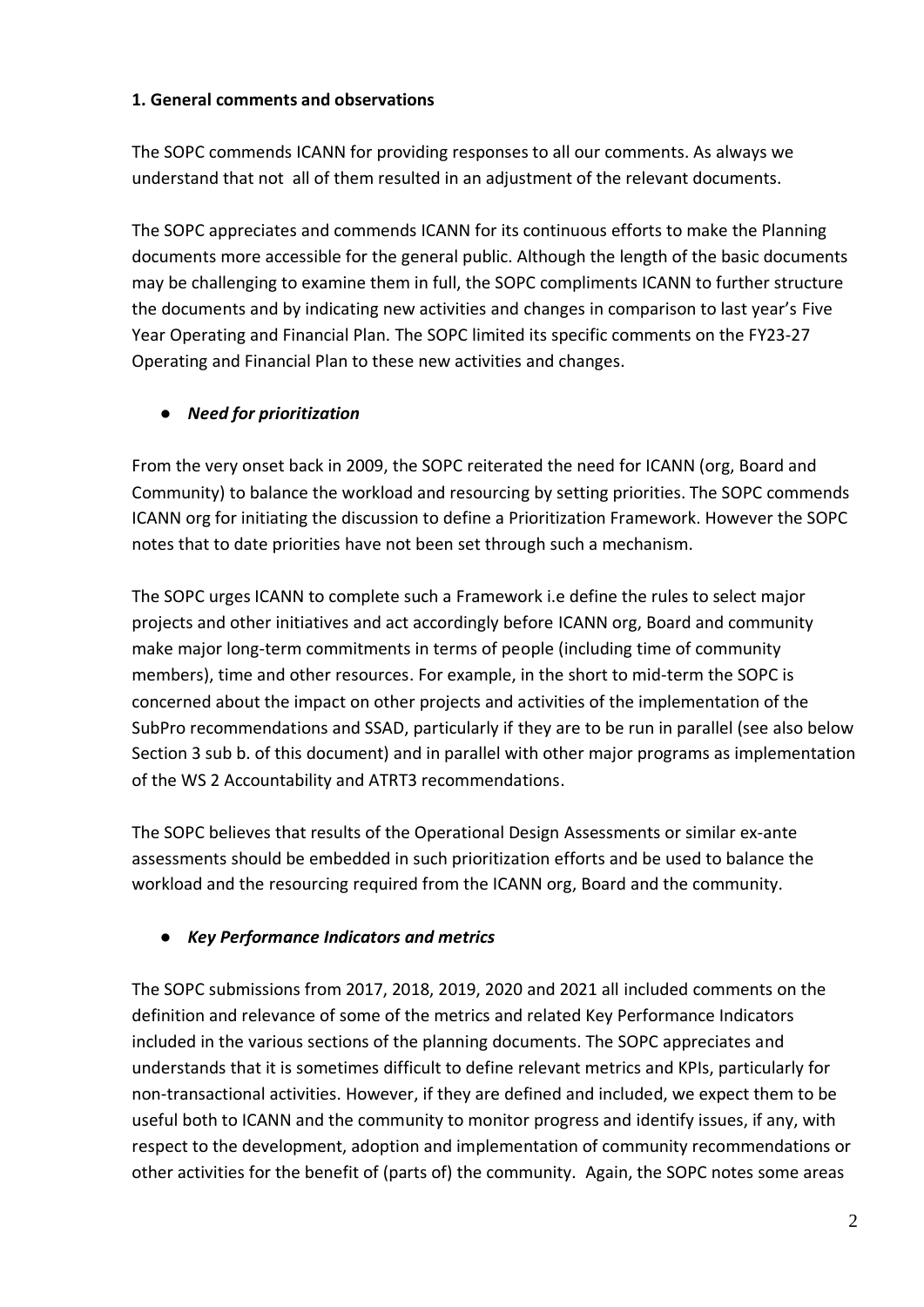### 1. General comments and observations

The SOPC commends ICANN for providing responses to all our comments. As always we understand that not all of them resulted in an adjustment of the relevant documents.

The SOPC appreciates and commends ICANN for its continuous efforts to make the Planning documents more accessible for the general public. Although the length of the basic documents may be challenging to examine them in full, the SOPC compliments ICANN to further structure the documents and by indicating new activities and changes in comparison to last year's Five Year Operating and Financial Plan. The SOPC limited its specific comments on the FY23-27 Operating and Financial Plan to these new activities and changes.

- ***Need for prioritization***

From the very onset back in 2009, the SOPC reiterated the need for ICANN (org, Board and Community) to balance the workload and resourcing by setting priorities. The SOPC commends ICANN org for initiating the discussion to define a Prioritization Framework. However the SOPC notes that to date priorities have not been set through such a mechanism.

The SOPC urges ICANN to complete such a Framework i.e define the rules to select major projects and other initiatives and act accordingly before ICANN org, Board and community make major long-term commitments in terms of people (including time of community members), time and other resources. For example, in the short to mid-term the SOPC is concerned about the impact on other projects and activities of the implementation of the SubPro recommendations and SSAD, particularly if they are to be run in parallel (see also below Section 3 sub b. of this document) and in parallel with other major programs as implementation of the WS 2 Accountability and ATRT3 recommendations.

The SOPC believes that results of the Operational Design Assessments or similar ex-ante assessments should be embedded in such prioritization efforts and be used to balance the workload and the resourcing required from the ICANN org, Board and the community.

- ***Key Performance Indicators and metrics***

The SOPC submissions from 2017, 2018, 2019, 2020 and 2021 all included comments on the definition and relevance of some of the metrics and related Key Performance Indicators included in the various sections of the planning documents. The SOPC appreciates and understands that it is sometimes difficult to define relevant metrics and KPIs, particularly for non-transactional activities. However, if they are defined and included, we expect them to be useful both to ICANN and the community to monitor progress and identify issues, if any, with respect to the development, adoption and implementation of community recommendations or other activities for the benefit of (parts of) the community. Again, the SOPC notes some areas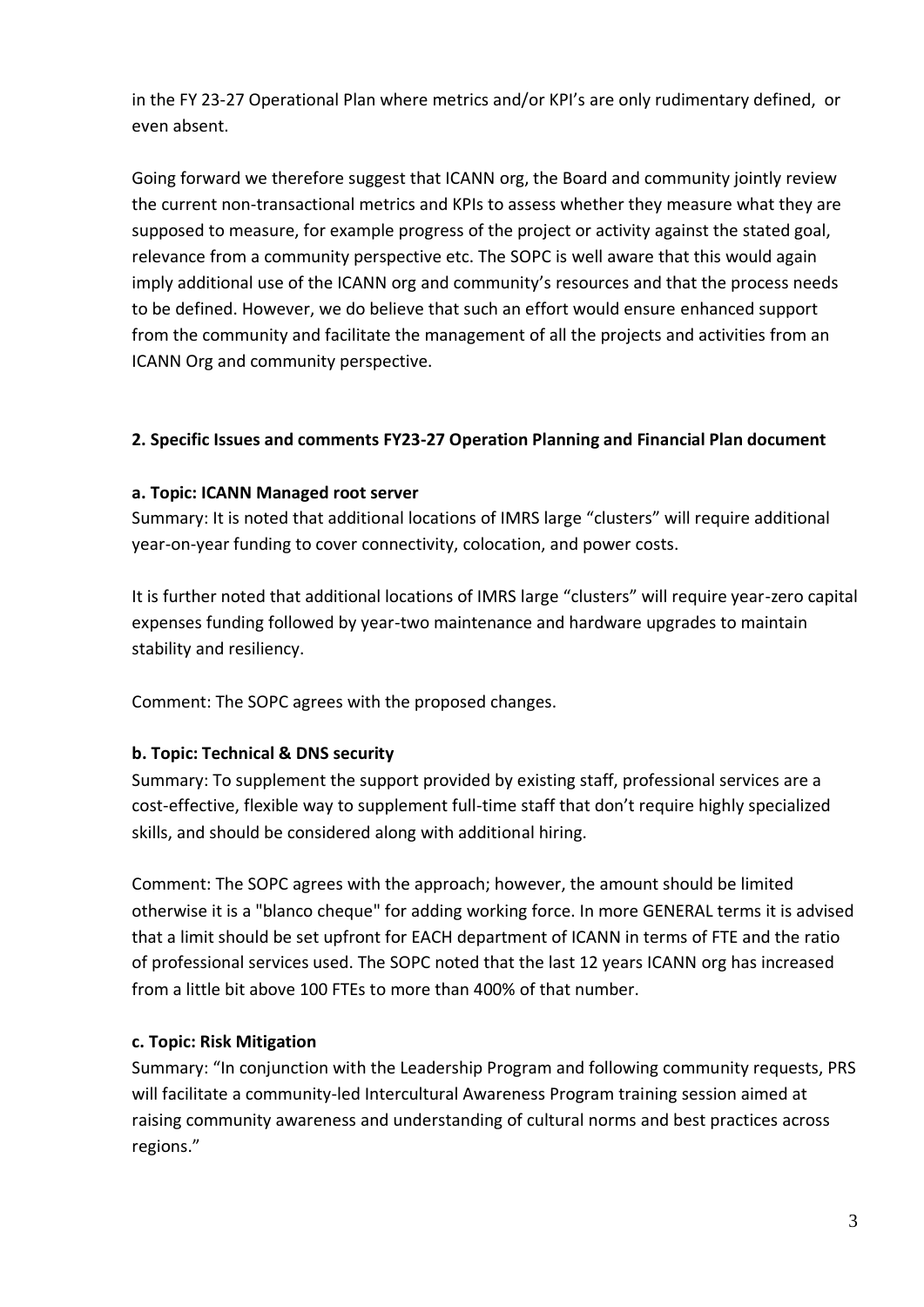in the FY 23-27 Operational Plan where metrics and/or KPI's are only rudimentary defined, or even absent.

Going forward we therefore suggest that ICANN org, the Board and community jointly review the current non-transactional metrics and KPIs to assess whether they measure what they are supposed to measure, for example progress of the project or activity against the stated goal, relevance from a community perspective etc. The SOPC is well aware that this would again imply additional use of the ICANN org and community's resources and that the process needs to be defined. However, we do believe that such an effort would ensure enhanced support from the community and facilitate the management of all the projects and activities from an ICANN Org and community perspective.

### 2. Specific Issues and comments FY23-27 Operation Planning and Financial Plan document

#### a. Topic: ICANN Managed root server

Summary: It is noted that additional locations of IMRS large "clusters" will require additional year-on-year funding to cover connectivity, colocation, and power costs.

It is further noted that additional locations of IMRS large "clusters" will require year-zero capital expenses funding followed by year-two maintenance and hardware upgrades to maintain stability and resiliency.

Comment: The SOPC agrees with the proposed changes.

#### b. Topic: Technical & DNS security

Summary: To supplement the support provided by existing staff, professional services are a cost-effective, flexible way to supplement full-time staff that don't require highly specialized skills, and should be considered along with additional hiring.

Comment: The SOPC agrees with the approach; however, the amount should be limited otherwise it is a "blanco cheque" for adding working force. In more GENERAL terms it is advised that a limit should be set upfront for EACH department of ICANN in terms of FTE and the ratio of professional services used. The SOPC noted that the last 12 years ICANN org has increased from a little bit above 100 FTEs to more than 400% of that number.

#### c. Topic: Risk Mitigation

Summary: "In conjunction with the Leadership Program and following community requests, PRS will facilitate a community-led Intercultural Awareness Program training session aimed at raising community awareness and understanding of cultural norms and best practices across regions."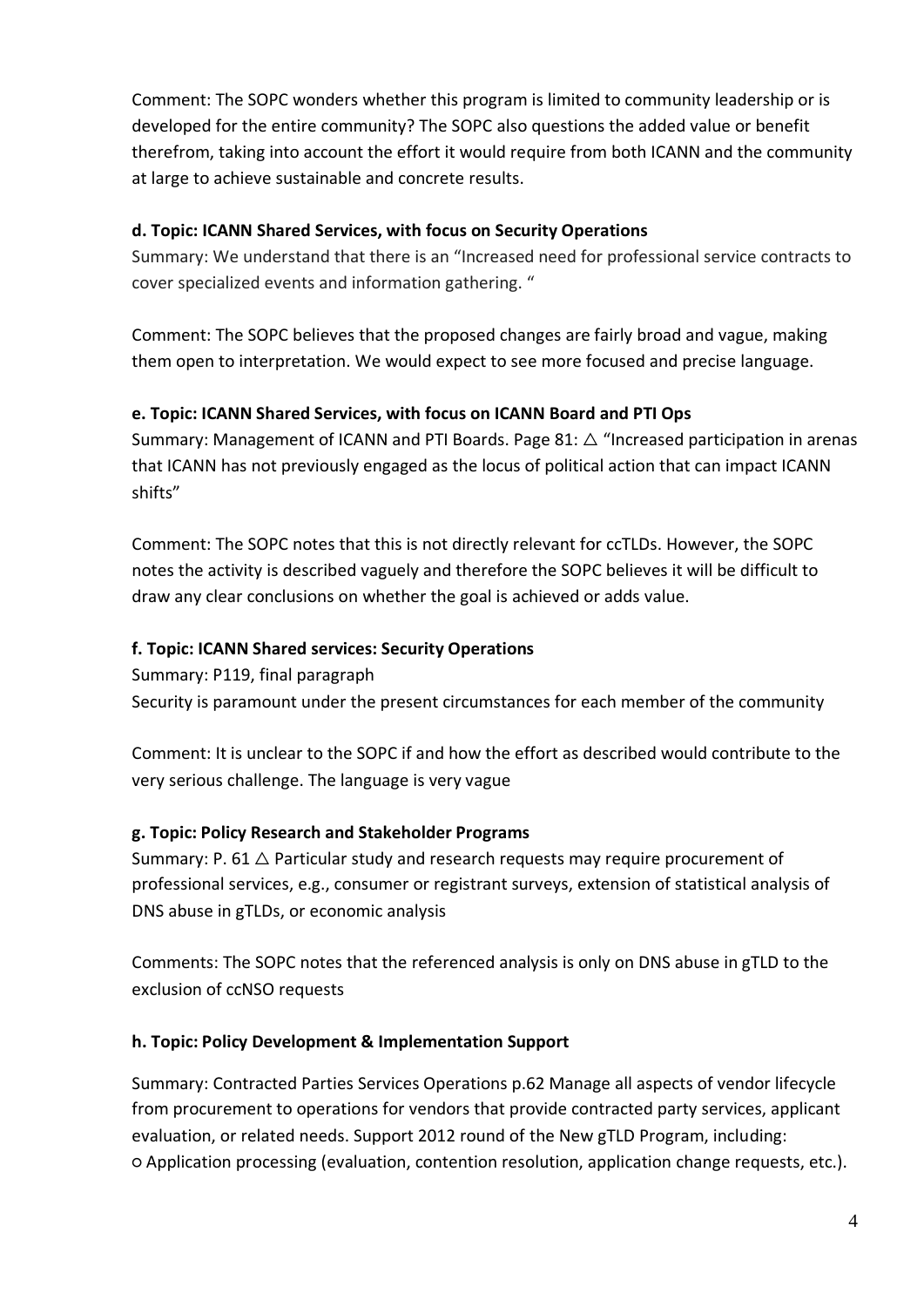Comment: The SOPC wonders whether this program is limited to community leadership or is developed for the entire community? The SOPC also questions the added value or benefit therefrom, taking into account the effort it would require from both ICANN and the community at large to achieve sustainable and concrete results.

**d. Topic: ICANN Shared Services, with focus on Security Operations**

Summary: We understand that there is an "Increased need for professional service contracts to cover specialized events and information gathering. "

Comment: The SOPC believes that the proposed changes are fairly broad and vague, making them open to interpretation. We would expect to see more focused and precise language.

**e. Topic: ICANN Shared Services, with focus on ICANN Board and PTI Ops**

Summary: Management of ICANN and PTI Boards. Page 81: △ "Increased participation in arenas that ICANN has not previously engaged as the locus of political action that can impact ICANN shifts"

Comment: The SOPC notes that this is not directly relevant for ccTLDs. However, the SOPC notes the activity is described vaguely and therefore the SOPC believes it will be difficult to draw any clear conclusions on whether the goal is achieved or adds value.

**f. Topic: ICANN Shared services: Security Operations**

Summary: P119, final paragraph

Security is paramount under the present circumstances for each member of the community

Comment: It is unclear to the SOPC if and how the effort as described would contribute to the very serious challenge. The language is very vague

**g. Topic: Policy Research and Stakeholder Programs**

Summary: P. 61 △ Particular study and research requests may require procurement of professional services, e.g., consumer or registrant surveys, extension of statistical analysis of DNS abuse in gTLDs, or economic analysis

Comments: The SOPC notes that the referenced analysis is only on DNS abuse in gTLD to the exclusion of ccNSO requests

**h. Topic: Policy Development & Implementation Support**

Summary: Contracted Parties Services Operations p.62 Manage all aspects of vendor lifecycle from procurement to operations for vendors that provide contracted party services, applicant evaluation, or related needs. Support 2012 round of the New gTLD Program, including:

- Application processing (evaluation, contention resolution, application change requests, etc.).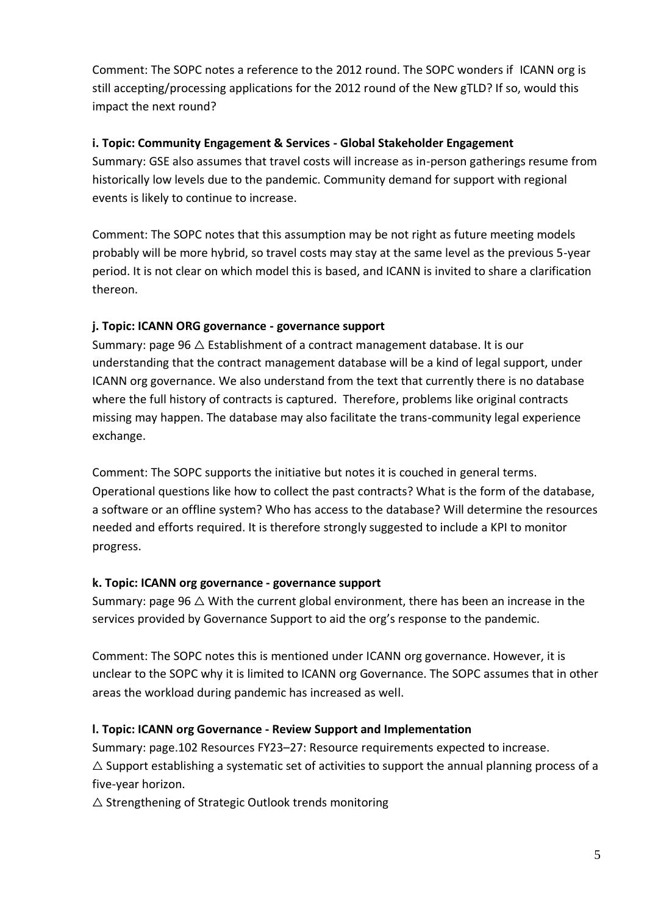Comment: The SOPC notes a reference to the 2012 round. The SOPC wonders if  ICANN org is still accepting/processing applications for the 2012 round of the New gTLD? If so, would this impact the next round?

**i. Topic: Community Engagement & Services - Global Stakeholder Engagement**

Summary: GSE also assumes that travel costs will increase as in-person gatherings resume from historically low levels due to the pandemic. Community demand for support with regional events is likely to continue to increase.

Comment: The SOPC notes that this assumption may be not right as future meeting models probably will be more hybrid, so travel costs may stay at the same level as the previous 5-year period. It is not clear on which model this is based, and ICANN is invited to share a clarification thereon.

**j. Topic: ICANN ORG governance - governance support**

Summary: page 96 △ Establishment of a contract management database. It is our understanding that the contract management database will be a kind of legal support, under ICANN org governance. We also understand from the text that currently there is no database where the full history of contracts is captured.  Therefore, problems like original contracts missing may happen. The database may also facilitate the trans-community legal experience exchange.

Comment: The SOPC supports the initiative but notes it is couched in general terms. Operational questions like how to collect the past contracts? What is the form of the database, a software or an offline system? Who has access to the database? Will determine the resources needed and efforts required. It is therefore strongly suggested to include a KPI to monitor progress.

**k. Topic: ICANN org governance - governance support**

Summary: page 96 △ With the current global environment, there has been an increase in the services provided by Governance Support to aid the org's response to the pandemic.

Comment: The SOPC notes this is mentioned under ICANN org governance. However, it is unclear to the SOPC why it is limited to ICANN org Governance. The SOPC assumes that in other areas the workload during pandemic has increased as well.

**l. Topic: ICANN org Governance - Review Support and Implementation**

Summary: page.102 Resources FY23–27: Resource requirements expected to increase.
△ Support establishing a systematic set of activities to support the annual planning process of a five-year horizon.
△ Strengthening of Strategic Outlook trends monitoring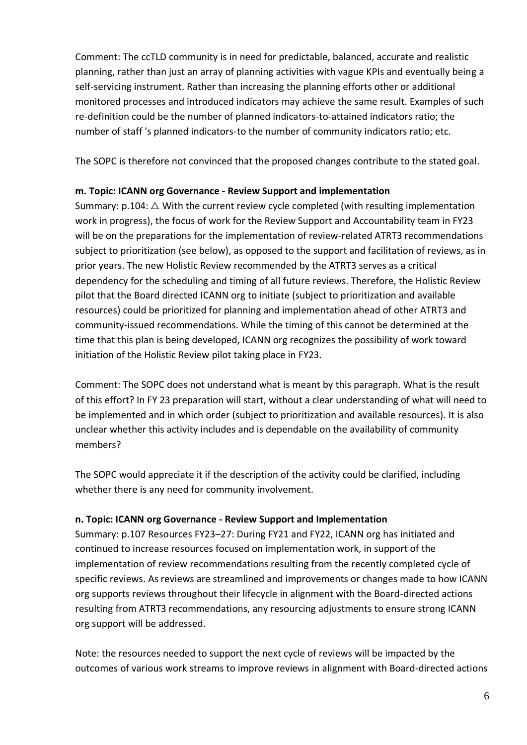Comment: The ccTLD community is in need for predictable, balanced, accurate and realistic planning, rather than just an array of planning activities with vague KPIs and eventually being a self-servicing instrument. Rather than increasing the planning efforts other or additional monitored processes and introduced indicators may achieve the same result. Examples of such re-definition could be the number of planned indicators-to-attained indicators ratio; the number of staff 's planned indicators-to the number of community indicators ratio; etc.

The SOPC is therefore not convinced that the proposed changes contribute to the stated goal.

**m. Topic: ICANN org Governance - Review Support and implementation**

Summary: p.104: △ With the current review cycle completed (with resulting implementation work in progress), the focus of work for the Review Support and Accountability team in FY23 will be on the preparations for the implementation of review-related ATRT3 recommendations subject to prioritization (see below), as opposed to the support and facilitation of reviews, as in prior years. The new Holistic Review recommended by the ATRT3 serves as a critical dependency for the scheduling and timing of all future reviews. Therefore, the Holistic Review pilot that the Board directed ICANN org to initiate (subject to prioritization and available resources) could be prioritized for planning and implementation ahead of other ATRT3 and community-issued recommendations. While the timing of this cannot be determined at the time that this plan is being developed, ICANN org recognizes the possibility of work toward initiation of the Holistic Review pilot taking place in FY23.

Comment: The SOPC does not understand what is meant by this paragraph. What is the result of this effort? In FY 23 preparation will start, without a clear understanding of what will need to be implemented and in which order (subject to prioritization and available resources). It is also unclear whether this activity includes and is dependable on the availability of community members?

The SOPC would appreciate it if the description of the activity could be clarified, including whether there is any need for community involvement.

**n. Topic: ICANN org Governance - Review Support and Implementation**

Summary: p.107 Resources FY23–27: During FY21 and FY22, ICANN org has initiated and continued to increase resources focused on implementation work, in support of the implementation of review recommendations resulting from the recently completed cycle of specific reviews. As reviews are streamlined and improvements or changes made to how ICANN org supports reviews throughout their lifecycle in alignment with the Board-directed actions resulting from ATRT3 recommendations, any resourcing adjustments to ensure strong ICANN org support will be addressed.

Note: the resources needed to support the next cycle of reviews will be impacted by the outcomes of various work streams to improve reviews in alignment with Board-directed actions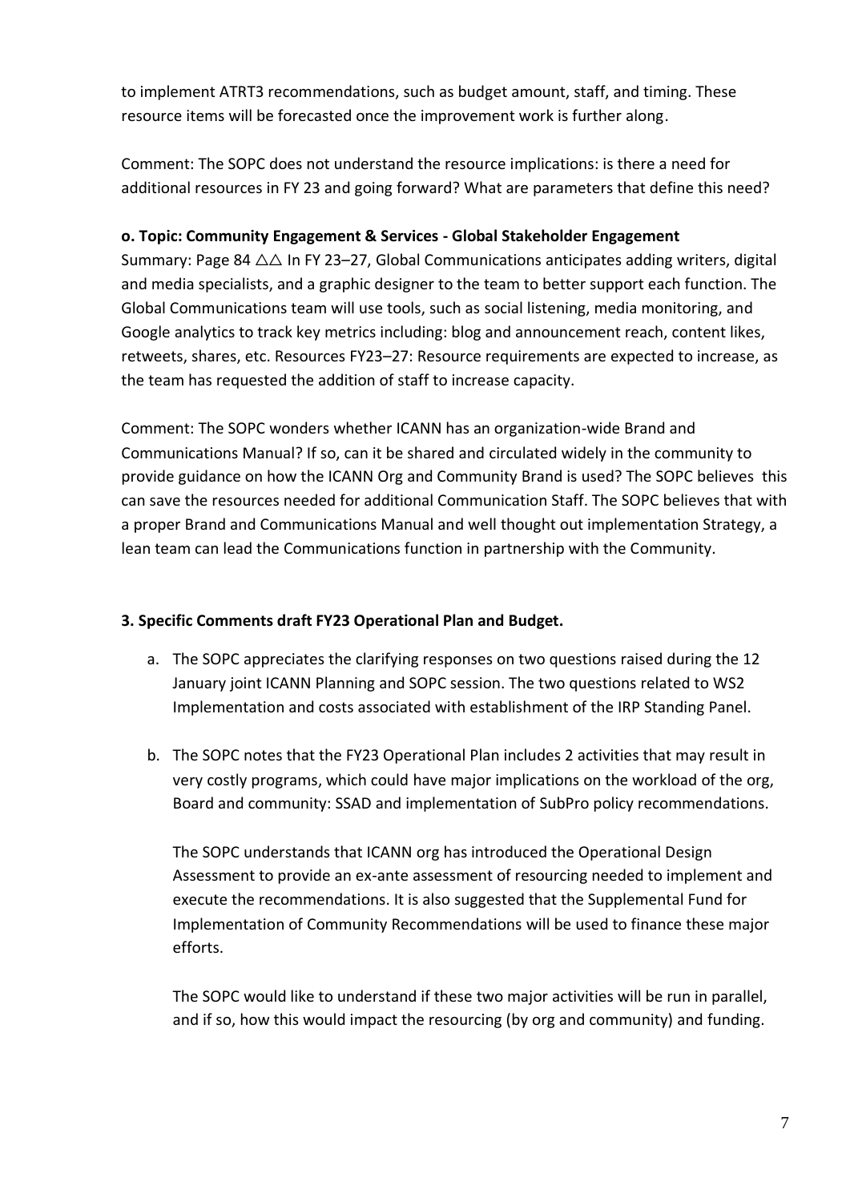to implement ATRT3 recommendations, such as budget amount, staff, and timing. These resource items will be forecasted once the improvement work is further along.

Comment: The SOPC does not understand the resource implications: is there a need for additional resources in FY 23 and going forward? What are parameters that define this need?

**o. Topic: Community Engagement & Services - Global Stakeholder Engagement**

Summary: Page 84 △△ In FY 23–27, Global Communications anticipates adding writers, digital and media specialists, and a graphic designer to the team to better support each function. The Global Communications team will use tools, such as social listening, media monitoring, and Google analytics to track key metrics including: blog and announcement reach, content likes, retweets, shares, etc. Resources FY23–27: Resource requirements are expected to increase, as the team has requested the addition of staff to increase capacity.

Comment: The SOPC wonders whether ICANN has an organization-wide Brand and Communications Manual? If so, can it be shared and circulated widely in the community to provide guidance on how the ICANN Org and Community Brand is used? The SOPC believes this can save the resources needed for additional Communication Staff. The SOPC believes that with a proper Brand and Communications Manual and well thought out implementation Strategy, a lean team can lead the Communications function in partnership with the Community.

**3. Specific Comments draft FY23 Operational Plan and Budget.**

a. The SOPC appreciates the clarifying responses on two questions raised during the 12 January joint ICANN Planning and SOPC session. The two questions related to WS2 Implementation and costs associated with establishment of the IRP Standing Panel.

b. The SOPC notes that the FY23 Operational Plan includes 2 activities that may result in very costly programs, which could have major implications on the workload of the org, Board and community: SSAD and implementation of SubPro policy recommendations.

   The SOPC understands that ICANN org has introduced the Operational Design Assessment to provide an ex-ante assessment of resourcing needed to implement and execute the recommendations. It is also suggested that the Supplemental Fund for Implementation of Community Recommendations will be used to finance these major efforts.

   The SOPC would like to understand if these two major activities will be run in parallel, and if so, how this would impact the resourcing (by org and community) and funding.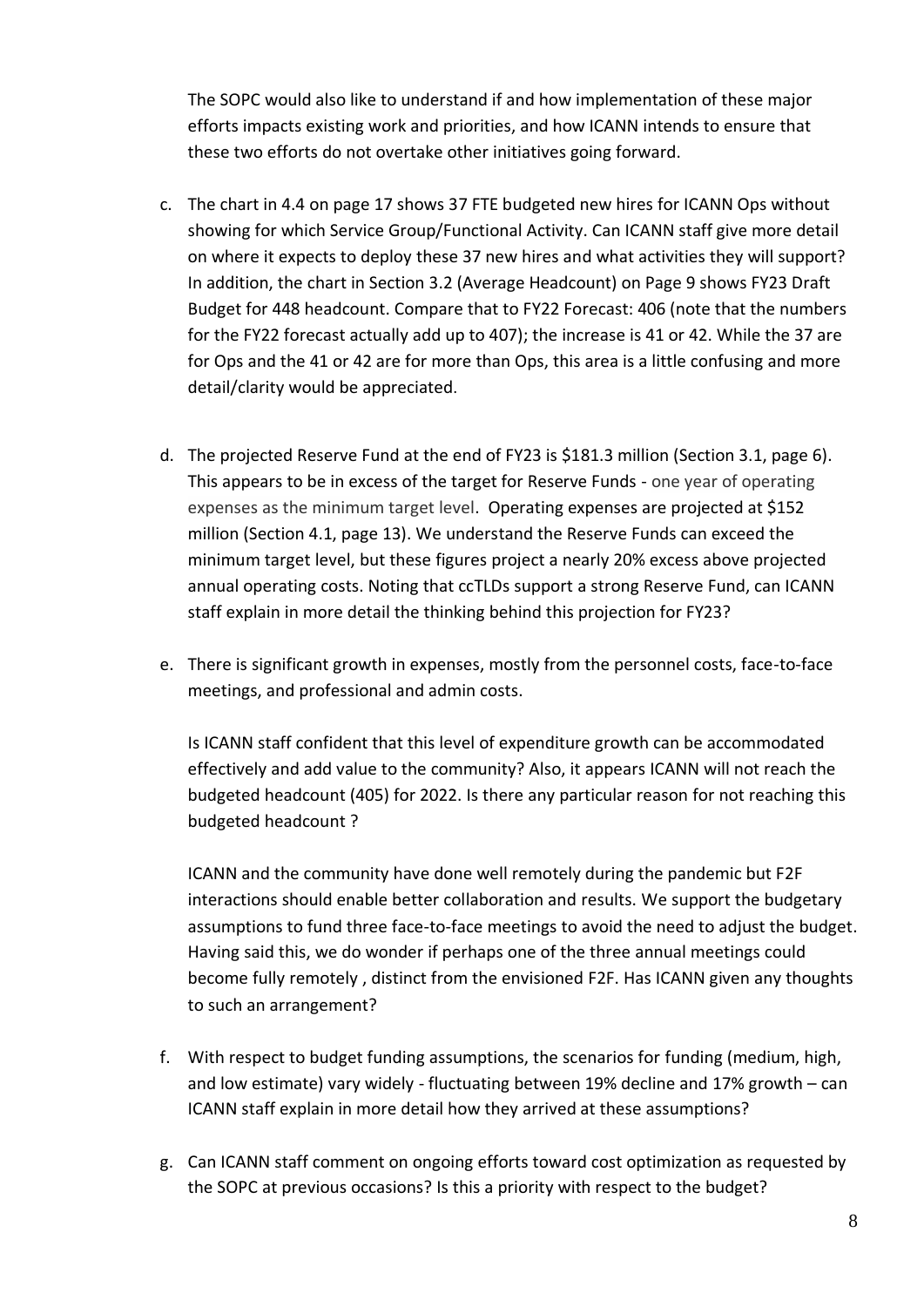The SOPC would also like to understand if and how implementation of these major efforts impacts existing work and priorities, and how ICANN intends to ensure that these two efforts do not overtake other initiatives going forward.

c. The chart in 4.4 on page 17 shows 37 FTE budgeted new hires for ICANN Ops without showing for which Service Group/Functional Activity. Can ICANN staff give more detail on where it expects to deploy these 37 new hires and what activities they will support? In addition, the chart in Section 3.2 (Average Headcount) on Page 9 shows FY23 Draft Budget for 448 headcount. Compare that to FY22 Forecast: 406 (note that the numbers for the FY22 forecast actually add up to 407); the increase is 41 or 42. While the 37 are for Ops and the 41 or 42 are for more than Ops, this area is a little confusing and more detail/clarity would be appreciated.

d. The projected Reserve Fund at the end of FY23 is \$181.3 million (Section 3.1, page 6). This appears to be in excess of the target for Reserve Funds - one year of operating expenses as the minimum target level. Operating expenses are projected at \$152 million (Section 4.1, page 13). We understand the Reserve Funds can exceed the minimum target level, but these figures project a nearly 20% excess above projected annual operating costs. Noting that ccTLDs support a strong Reserve Fund, can ICANN staff explain in more detail the thinking behind this projection for FY23?

e. There is significant growth in expenses, mostly from the personnel costs, face-to-face meetings, and professional and admin costs.

   Is ICANN staff confident that this level of expenditure growth can be accommodated effectively and add value to the community? Also, it appears ICANN will not reach the budgeted headcount (405) for 2022. Is there any particular reason for not reaching this budgeted headcount ?

   ICANN and the community have done well remotely during the pandemic but F2F interactions should enable better collaboration and results. We support the budgetary assumptions to fund three face-to-face meetings to avoid the need to adjust the budget. Having said this, we do wonder if perhaps one of the three annual meetings could become fully remotely , distinct from the envisioned F2F. Has ICANN given any thoughts to such an arrangement?

f. With respect to budget funding assumptions, the scenarios for funding (medium, high, and low estimate) vary widely - fluctuating between 19% decline and 17% growth – can ICANN staff explain in more detail how they arrived at these assumptions?

g. Can ICANN staff comment on ongoing efforts toward cost optimization as requested by the SOPC at previous occasions? Is this a priority with respect to the budget?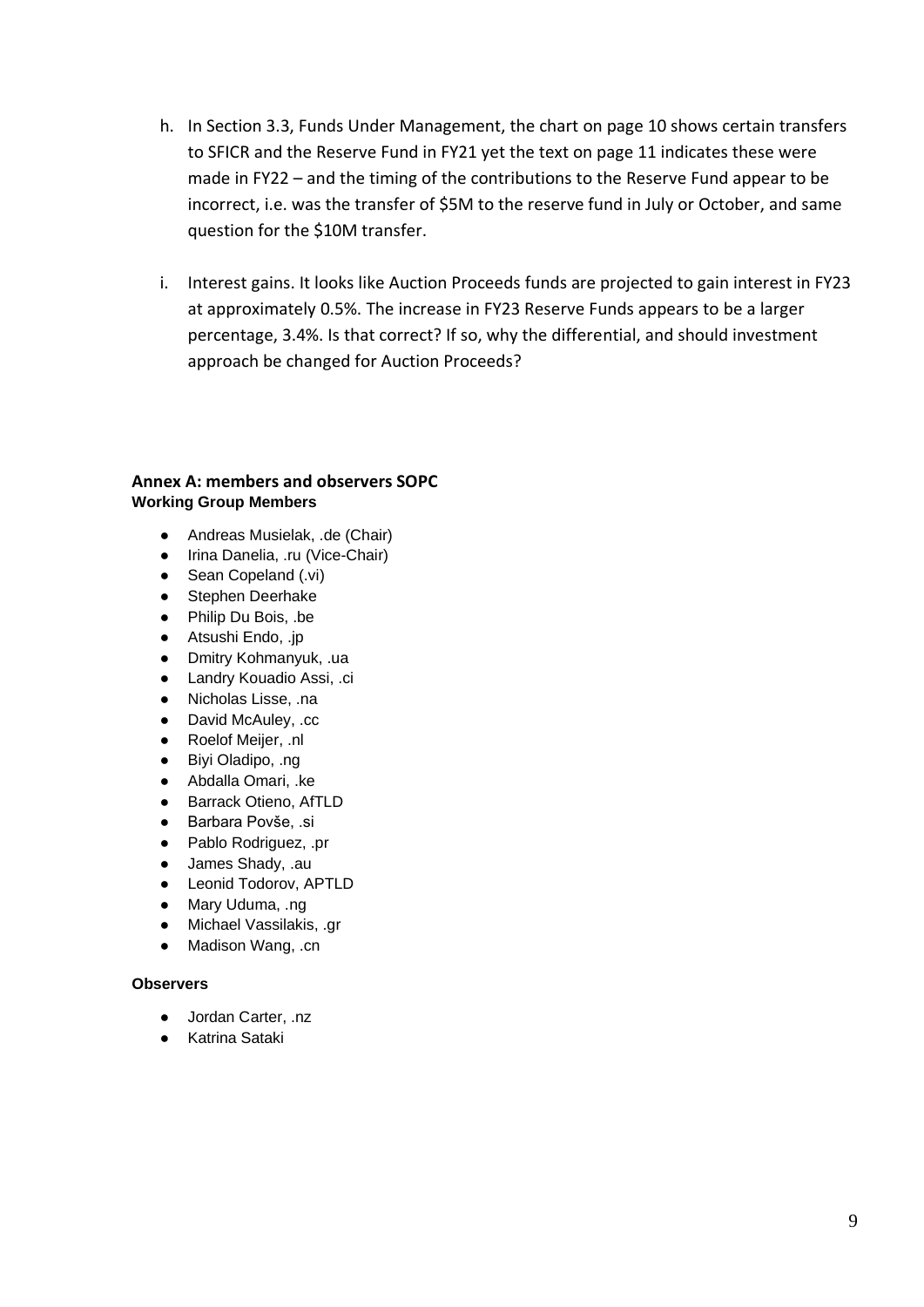h. In Section 3.3, Funds Under Management, the chart on page 10 shows certain transfers to SFICR and the Reserve Fund in FY21 yet the text on page 11 indicates these were made in FY22 – and the timing of the contributions to the Reserve Fund appear to be incorrect, i.e. was the transfer of $5M to the reserve fund in July or October, and same question for the $10M transfer.

i. Interest gains. It looks like Auction Proceeds funds are projected to gain interest in FY23 at approximately 0.5%. The increase in FY23 Reserve Funds appears to be a larger percentage, 3.4%. Is that correct? If so, why the differential, and should investment approach be changed for Auction Proceeds?

## Annex A: members and observers SOPC

**Working Group Members**

- Andreas Musielak, .de (Chair)
- Irina Danelia, .ru (Vice-Chair)
- Sean Copeland (.vi)
- Stephen Deerhake
- Philip Du Bois, .be
- Atsushi Endo, .jp
- Dmitry Kohmanyuk, .ua
- Landry Kouadio Assi, .ci
- Nicholas Lisse, .na
- David McAuley, .cc
- Roelof Meijer, .nl
- Biyi Oladipo, .ng
- Abdalla Omari, .ke
- Barrack Otieno, AfTLD
- Barbara Povše, .si
- Pablo Rodriguez, .pr
- James Shady, .au
- Leonid Todorov, APTLD
- Mary Uduma, .ng
- Michael Vassilakis, .gr
- Madison Wang, .cn

**Observers**

- Jordan Carter, .nz
- Katrina Sataki